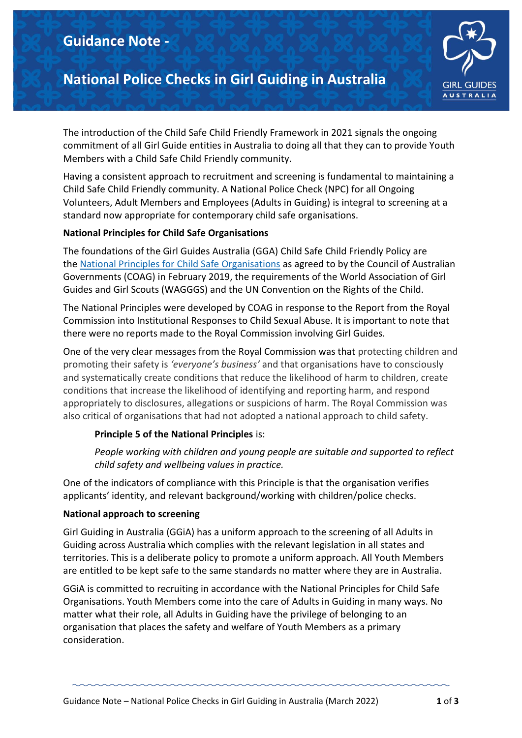# Guidance Note -

# National Police Checks in Girl Guiding in Australia

The introduction of the Child Safe Child Friendly Framework in 2021 signals the ongoing commitment of all Girl Guide entities in Australia to doing all that they can to provide Youth Members with a Child Safe Child Friendly community.

Having a consistent approach to recruitment and screening is fundamental to maintaining a Child Safe Child Friendly community. A National Police Check (NPC) for all Ongoing Volunteers, Adult Members and Employees (Adults in Guiding) is integral to screening at a standard now appropriate for contemporary child safe organisations.

**National Principles for Child Safe Organisations**

The foundations of the Girl Guides Australia (GGA) Child Safe Child Friendly Policy are the National Principles for Child Safe Organisations as agreed to by the Council of Australian Governments (COAG) in February 2019, the requirements of the World Association of Girl Guides and Girl Scouts (WAGGGS) and the UN Convention on the Rights of the Child.

The National Principles were developed by COAG in response to the Report from the Royal Commission into Institutional Responses to Child Sexual Abuse. It is important to note that there were no reports made to the Royal Commission involving Girl Guides.

One of the very clear messages from the Royal Commission was that protecting children and promoting their safety is *'everyone's business'* and that organisations have to consciously and systematically create conditions that reduce the likelihood of harm to children, create conditions that increase the likelihood of identifying and reporting harm, and respond appropriately to disclosures, allegations or suspicions of harm. The Royal Commission was also critical of organisations that had not adopted a national approach to child safety.

> **Principle 5 of the National Principles** is:
>
> *People working with children and young people are suitable and supported to reflect child safety and wellbeing values in practice.*

One of the indicators of compliance with this Principle is that the organisation verifies applicants' identity, and relevant background/working with children/police checks.

**National approach to screening**

Girl Guiding in Australia (GGiA) has a uniform approach to the screening of all Adults in Guiding across Australia which complies with the relevant legislation in all states and territories. This is a deliberate policy to promote a uniform approach. All Youth Members are entitled to be kept safe to the same standards no matter where they are in Australia.

GGiA is committed to recruiting in accordance with the National Principles for Child Safe Organisations. Youth Members come into the care of Adults in Guiding in many ways. No matter what their role, all Adults in Guiding have the privilege of belonging to an organisation that places the safety and welfare of Youth Members as a primary consideration.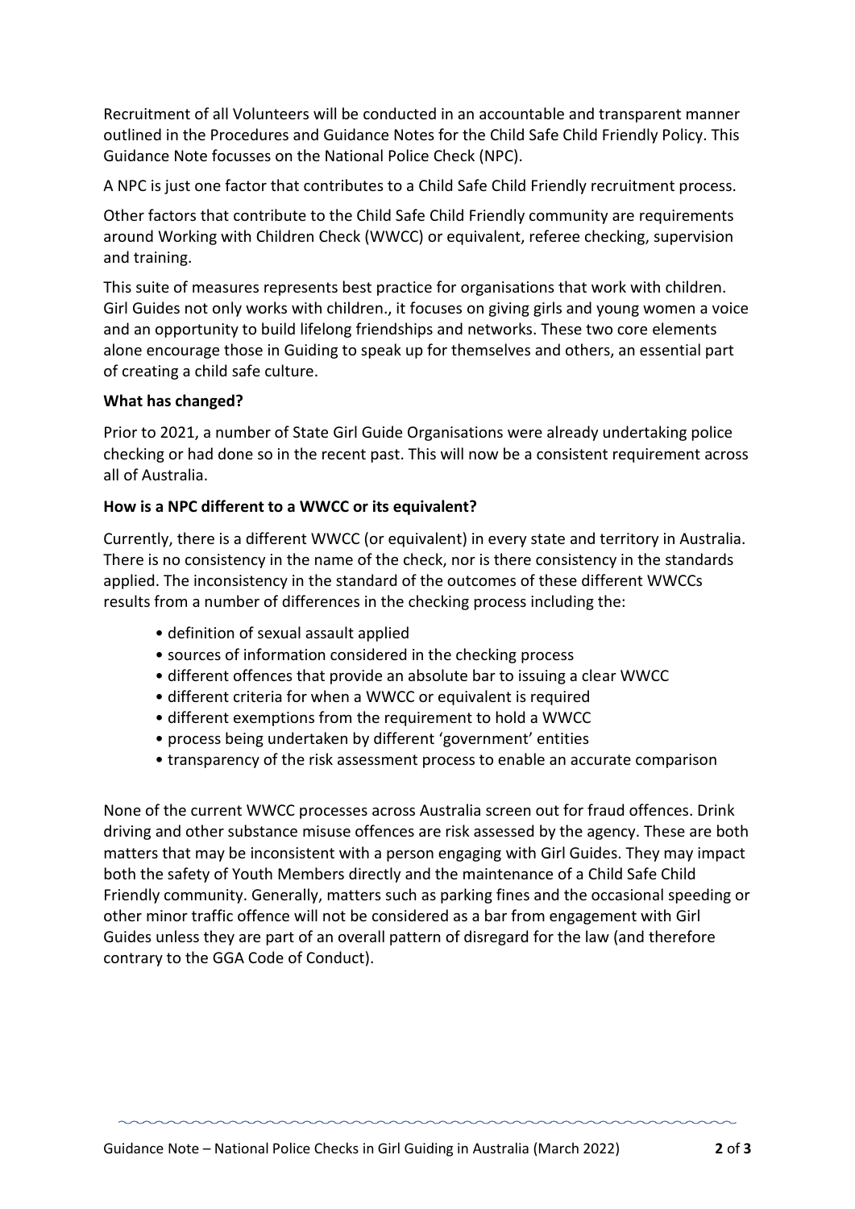Recruitment of all Volunteers will be conducted in an accountable and transparent manner outlined in the Procedures and Guidance Notes for the Child Safe Child Friendly Policy. This Guidance Note focusses on the National Police Check (NPC).

A NPC is just one factor that contributes to a Child Safe Child Friendly recruitment process.

Other factors that contribute to the Child Safe Child Friendly community are requirements around Working with Children Check (WWCC) or equivalent, referee checking, supervision and training.

This suite of measures represents best practice for organisations that work with children. Girl Guides not only works with children., it focuses on giving girls and young women a voice and an opportunity to build lifelong friendships and networks. These two core elements alone encourage those in Guiding to speak up for themselves and others, an essential part of creating a child safe culture.

**What has changed?**

Prior to 2021, a number of State Girl Guide Organisations were already undertaking police checking or had done so in the recent past. This will now be a consistent requirement across all of Australia.

**How is a NPC different to a WWCC or its equivalent?**

Currently, there is a different WWCC (or equivalent) in every state and territory in Australia. There is no consistency in the name of the check, nor is there consistency in the standards applied. The inconsistency in the standard of the outcomes of these different WWCCs results from a number of differences in the checking process including the:

- definition of sexual assault applied
- sources of information considered in the checking process
- different offences that provide an absolute bar to issuing a clear WWCC
- different criteria for when a WWCC or equivalent is required
- different exemptions from the requirement to hold a WWCC
- process being undertaken by different 'government' entities
- transparency of the risk assessment process to enable an accurate comparison

None of the current WWCC processes across Australia screen out for fraud offences. Drink driving and other substance misuse offences are risk assessed by the agency. These are both matters that may be inconsistent with a person engaging with Girl Guides. They may impact both the safety of Youth Members directly and the maintenance of a Child Safe Child Friendly community. Generally, matters such as parking fines and the occasional speeding or other minor traffic offence will not be considered as a bar from engagement with Girl Guides unless they are part of an overall pattern of disregard for the law (and therefore contrary to the GGA Code of Conduct).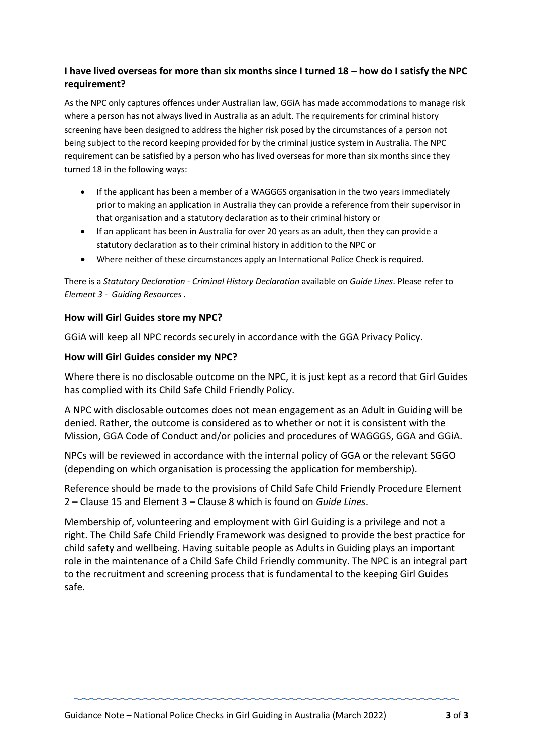### I have lived overseas for more than six months since I turned 18 – how do I satisfy the NPC requirement?

As the NPC only captures offences under Australian law, GGiA has made accommodations to manage risk where a person has not always lived in Australia as an adult. The requirements for criminal history screening have been designed to address the higher risk posed by the circumstances of a person not being subject to the record keeping provided for by the criminal justice system in Australia. The NPC requirement can be satisfied by a person who has lived overseas for more than six months since they turned 18 in the following ways:

- If the applicant has been a member of a WAGGGS organisation in the two years immediately prior to making an application in Australia they can provide a reference from their supervisor in that organisation and a statutory declaration as to their criminal history or
- If an applicant has been in Australia for over 20 years as an adult, then they can provide a statutory declaration as to their criminal history in addition to the NPC or
- Where neither of these circumstances apply an International Police Check is required.

There is a *Statutory Declaration - Criminal History Declaration* available on *Guide Lines*. Please refer to *Element 3 - Guiding Resources .*

### How will Girl Guides store my NPC?

GGiA will keep all NPC records securely in accordance with the GGA Privacy Policy.

### How will Girl Guides consider my NPC?

Where there is no disclosable outcome on the NPC, it is just kept as a record that Girl Guides has complied with its Child Safe Child Friendly Policy.

A NPC with disclosable outcomes does not mean engagement as an Adult in Guiding will be denied. Rather, the outcome is considered as to whether or not it is consistent with the Mission, GGA Code of Conduct and/or policies and procedures of WAGGGS, GGA and GGiA.

NPCs will be reviewed in accordance with the internal policy of GGA or the relevant SGGO (depending on which organisation is processing the application for membership).

Reference should be made to the provisions of Child Safe Child Friendly Procedure Element 2 – Clause 15 and Element 3 – Clause 8 which is found on *Guide Lines*.

Membership of, volunteering and employment with Girl Guiding is a privilege and not a right. The Child Safe Child Friendly Framework was designed to provide the best practice for child safety and wellbeing. Having suitable people as Adults in Guiding plays an important role in the maintenance of a Child Safe Child Friendly community. The NPC is an integral part to the recruitment and screening process that is fundamental to the keeping Girl Guides safe.